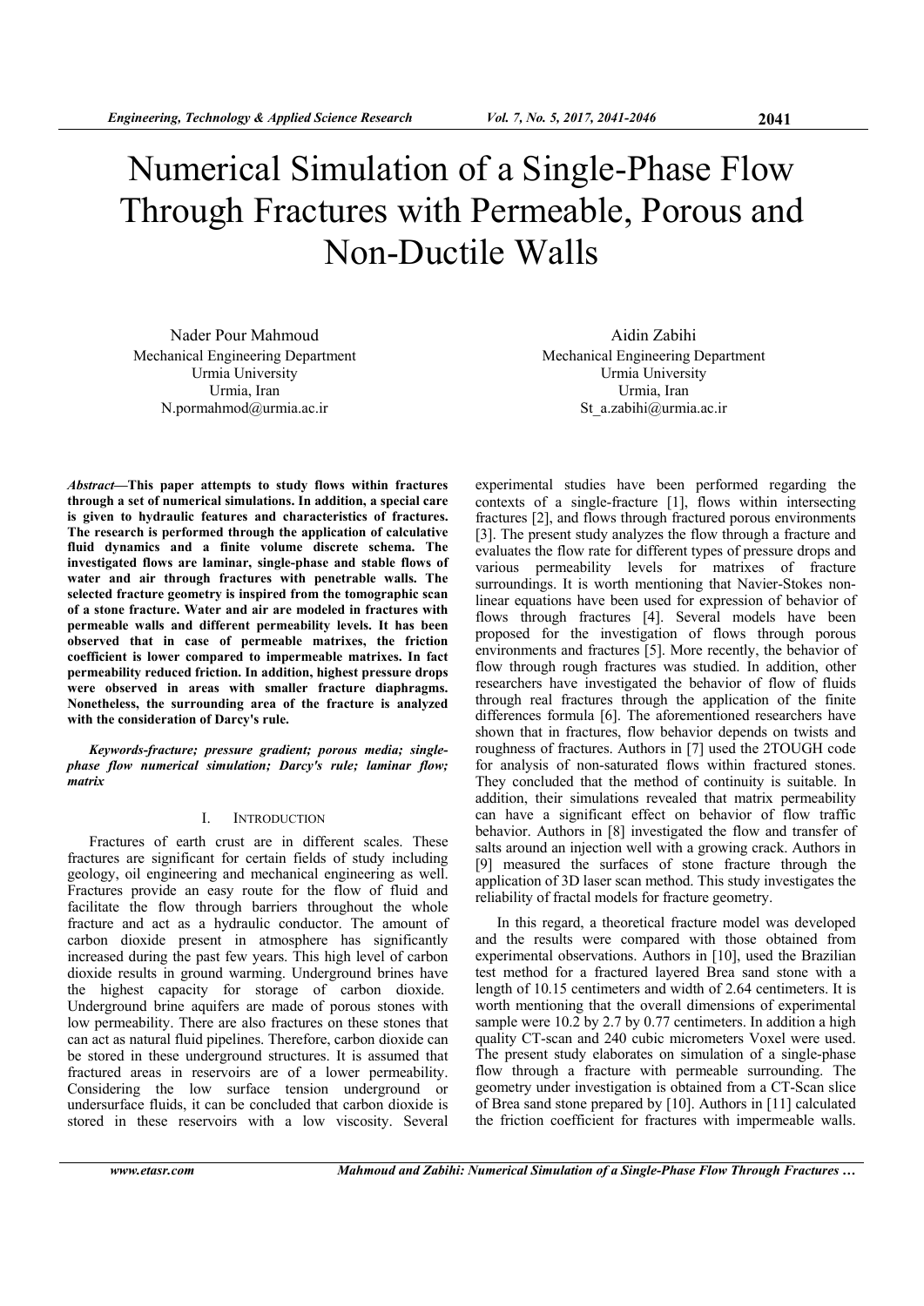# Numerical Simulation of a Single-Phase Flow Through Fractures with Permeable, Porous and Non-Ductile Walls

Nader Pour Mahmoud
Mechanical Engineering Department
Urmia University
Urmia, Iran
N.pormahmod@urmia.ac.ir

Aidin Zabihi
Mechanical Engineering Department
Urmia University
Urmia, Iran
St_a.zabihi@urmia.ac.ir

***Abstract*—This paper attempts to study flows within fractures through a set of numerical simulations. In addition, a special care is given to hydraulic features and characteristics of fractures. The research is performed through the application of calculative fluid dynamics and a finite volume discrete schema. The investigated flows are laminar, single-phase and stable flows of water and air through fractures with penetrable walls. The selected fracture geometry is inspired from the tomographic scan of a stone fracture. Water and air are modeled in fractures with permeable walls and different permeability levels. It has been observed that in case of permeable matrixes, the friction coefficient is lower compared to impermeable matrixes. In fact permeability reduced friction. In addition, highest pressure drops were observed in areas with smaller fracture diaphragms. Nonetheless, the surrounding area of the fracture is analyzed with the consideration of Darcy's rule.**

***Keywords-fracture; pressure gradient; porous media; single-phase flow numerical simulation; Darcy's rule; laminar flow; matrix***

## I. Introduction

Fractures of earth crust are in different scales. These fractures are significant for certain fields of study including geology, oil engineering and mechanical engineering as well. Fractures provide an easy route for the flow of fluid and facilitate the flow through barriers throughout the whole fracture and act as a hydraulic conductor. The amount of carbon dioxide present in atmosphere has significantly increased during the past few years. This high level of carbon dioxide results in ground warming. Underground brines have the highest capacity for storage of carbon dioxide. Underground brine aquifers are made of porous stones with low permeability. There are also fractures on these stones that can act as natural fluid pipelines. Therefore, carbon dioxide can be stored in these underground structures. It is assumed that fractured areas in reservoirs are of a lower permeability. Considering the low surface tension underground or undersurface fluids, it can be concluded that carbon dioxide is stored in these reservoirs with a low viscosity. Several experimental studies have been performed regarding the contexts of a single-fracture [1], flows within intersecting fractures [2], and flows through fractured porous environments [3]. The present study analyzes the flow through a fracture and evaluates the flow rate for different types of pressure drops and various permeability levels for matrixes of fracture surroundings. It is worth mentioning that Navier-Stokes non-linear equations have been used for expression of behavior of flows through fractures [4]. Several models have been proposed for the investigation of flows through porous environments and fractures [5]. More recently, the behavior of flow through rough fractures was studied. In addition, other researchers have investigated the behavior of flow of fluids through real fractures through the application of the finite differences formula [6]. The aforementioned researchers have shown that in fractures, flow behavior depends on twists and roughness of fractures. Authors in [7] used the 2TOUGH code for analysis of non-saturated flows within fractured stones. They concluded that the method of continuity is suitable. In addition, their simulations revealed that matrix permeability can have a significant effect on behavior of flow traffic behavior. Authors in [8] investigated the flow and transfer of salts around an injection well with a growing crack. Authors in [9] measured the surfaces of stone fracture through the application of 3D laser scan method. This study investigates the reliability of fractal models for fracture geometry.

In this regard, a theoretical fracture model was developed and the results were compared with those obtained from experimental observations. Authors in [10], used the Brazilian test method for a fractured layered Brea sand stone with a length of 10.15 centimeters and width of 2.64 centimeters. It is worth mentioning that the overall dimensions of experimental sample were 10.2 by 2.7 by 0.77 centimeters. In addition a high quality CT-scan and 240 cubic micrometers Voxel were used. The present study elaborates on simulation of a single-phase flow through a fracture with permeable surrounding. The geometry under investigation is obtained from a CT-Scan slice of Brea sand stone prepared by [10]. Authors in [11] calculated the friction coefficient for fractures with impermeable walls.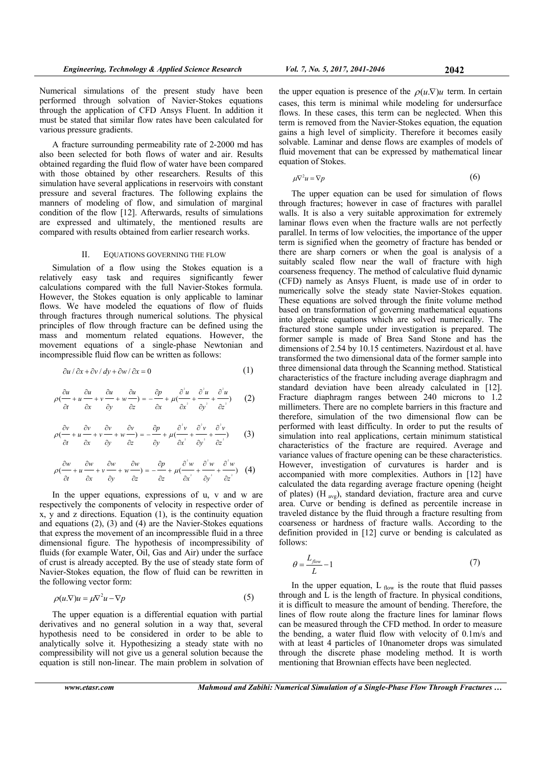Numerical simulations of the present study have been performed through solvation of Navier-Stokes equations through the application of CFD Ansys Fluent. In addition it must be stated that similar flow rates have been calculated for various pressure gradients.

A fracture surrounding permeability rate of 2-2000 md has also been selected for both flows of water and air. Results obtained regarding the fluid flow of water have been compared with those obtained by other researchers. Results of this simulation have several applications in reservoirs with constant pressure and several fractures. The following explains the manners of modeling of flow, and simulation of marginal condition of the flow [12]. Afterwards, results of simulations are expressed and ultimately, the mentioned results are compared with results obtained from earlier research works.

## II. EQUATIONS GOVERNING THE FLOW

Simulation of a flow using the Stokes equation is a relatively easy task and requires significantly fewer calculations compared with the full Navier-Stokes formula. However, the Stokes equation is only applicable to laminar flows. We have modeled the equations of flow of fluids through fractures through numerical solutions. The physical principles of flow through fracture can be defined using the mass and momentum related equations. However, the movement equations of a single-phase Newtonian and incompressible fluid flow can be written as follows:

$$\partial u / \partial x + \partial v / dy + \partial w / \partial x = 0 \tag{1}$$

$$\rho(\frac{\partial u}{\partial t} + u\frac{\partial u}{\partial x} + v\frac{\partial u}{\partial y} + w\frac{\partial u}{\partial z}) = -\frac{\partial p}{\partial x} + \mu(\frac{\partial^2 u}{\partial x^2} + \frac{\partial^2 u}{\partial y^2} + \frac{\partial^2 u}{\partial z^2}) \tag{2}$$

$$\rho(\frac{\partial v}{\partial t} + u\frac{\partial v}{\partial x} + v\frac{\partial v}{\partial y} + w\frac{\partial v}{\partial z}) = -\frac{\partial p}{\partial y} + \mu(\frac{\partial^2 v}{\partial x^2} + \frac{\partial^2 v}{\partial y^2} + \frac{\partial^2 v}{\partial z^2}) \tag{3}$$

$$\rho(\frac{\partial w}{\partial t} + u\frac{\partial w}{\partial x} + v\frac{\partial w}{\partial y} + w\frac{\partial w}{\partial z}) = -\frac{\partial p}{\partial z} + \mu(\frac{\partial^2 w}{\partial x^2} + \frac{\partial^2 w}{\partial y^2} + \frac{\partial^2 w}{\partial z^2}) \tag{4}$$

In the upper equations, expressions of u, v and w are respectively the components of velocity in respective order of x, y and z directions. Equation (1), is the continuity equation and equations (2), (3) and (4) are the Navier-Stokes equations that express the movement of an incompressible fluid in a three dimensional figure. The hypothesis of incompressibility of fluids (for example Water, Oil, Gas and Air) under the surface of crust is already accepted. By the use of steady state form of Navier-Stokes equation, the flow of fluid can be rewritten in the following vector form:

$$\rho(u.\nabla)u = \mu\nabla^2 u - \nabla p \tag{5}$$

The upper equation is a differential equation with partial derivatives and no general solution in a way that, several hypothesis need to be considered in order to be able to analytically solve it. Hypothesizing a steady state with no compressibility will not give us a general solution because the equation is still non-linear. The main problem in solvation of the upper equation is presence of the $\rho(u.\nabla)u$ term. In certain cases, this term is minimal while modeling for undersurface flows. In these cases, this term can be neglected. When this term is removed from the Navier-Stokes equation, the equation gains a high level of simplicity. Therefore it becomes easily solvable. Laminar and dense flows are examples of models of fluid movement that can be expressed by mathematical linear equation of Stokes.

$$\mu\nabla^2 u = \nabla p \tag{6}$$

The upper equation can be used for simulation of flows through fractures; however in case of fractures with parallel walls. It is also a very suitable approximation for extremely laminar flows even when the fracture walls are not perfectly parallel. In terms of low velocities, the importance of the upper term is signified when the geometry of fracture has bended or there are sharp corners or when the goal is analysis of a suitably scaled flow near the wall of fracture with high coarseness frequency. The method of calculative fluid dynamic (CFD) namely as Ansys Fluent, is made use of in order to numerically solve the steady state Navier-Stokes equation. These equations are solved through the finite volume method based on transformation of governing mathematical equations into algebraic equations which are solved numerically. The fractured stone sample under investigation is prepared. The former sample is made of Brea Sand Stone and has the dimensions of 2.54 by 10.15 centimeters. Nazirdoust et al. have transformed the two dimensional data of the former sample into three dimensional data through the Scanning method. Statistical characteristics of the fracture including average diaphragm and standard deviation have been already calculated in [12]. Fracture diaphragm ranges between 240 microns to 1.2 millimeters. There are no complete barriers in this fracture and therefore, simulation of the two dimensional flow can be performed with least difficulty. In order to put the results of simulation into real applications, certain minimum statistical characteristics of the fracture are required. Average and variance values of fracture opening can be these characteristics. However, investigation of curvatures is harder and is accompanied with more complexities. Authors in [12] have calculated the data regarding average fracture opening (height of plates) ($H_{avg}$), standard deviation, fracture area and curve area. Curve or bending is defined as percentile increase in traveled distance by the fluid through a fracture resulting from coarseness or hardness of fracture walls. According to the definition provided in [12] curve or bending is calculated as follows:

$$\theta = \frac{L_{flow}}{L} - 1 \tag{7}$$

In the upper equation, $L_{flow}$ is the route that fluid passes through and L is the length of fracture. In physical conditions, it is difficult to measure the amount of bending. Therefore, the lines of flow route along the fracture lines for laminar flows can be measured through the CFD method. In order to measure the bending, a water fluid flow with velocity of 0.1m/s and with at least 4 particles of 10nanometer drops was simulated through the discrete phase modeling method. It is worth mentioning that Brownian effects have been neglected.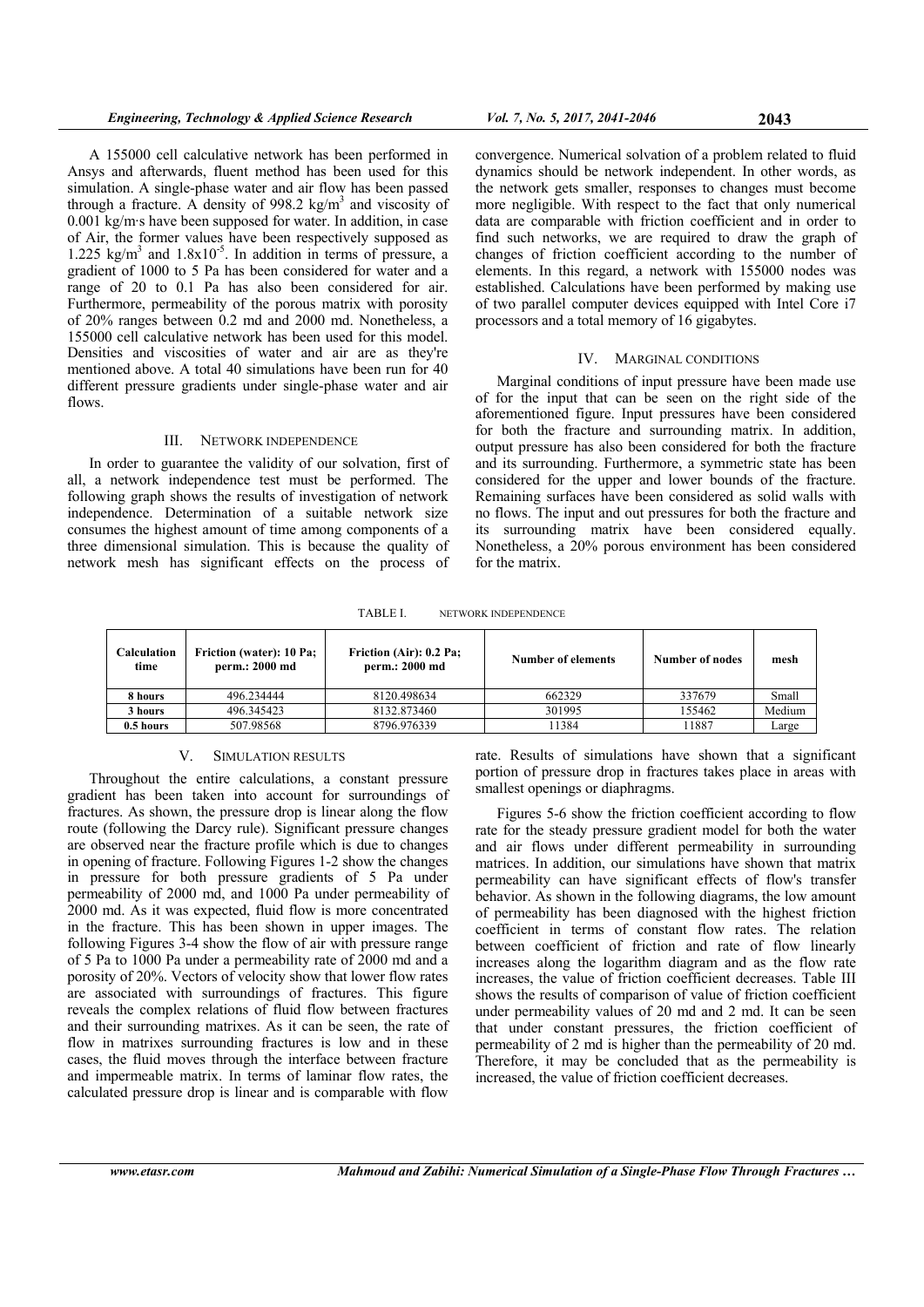A 155000 cell calculative network has been performed in Ansys and afterwards, fluent method has been used for this simulation. A single-phase water and air flow has been passed through a fracture. A density of 998.2 $kg/m^3$ and viscosity of 0.001 kg/m·s have been supposed for water. In addition, in case of Air, the former values have been respectively supposed as 1.225 $kg/m^3$ and $1.8x10^{-5}$. In addition in terms of pressure, a gradient of 1000 to 5 Pa has been considered for water and a range of 20 to 0.1 Pa has also been considered for air. Furthermore, permeability of the porous matrix with porosity of 20% ranges between 0.2 md and 2000 md. Nonetheless, a 155000 cell calculative network has been used for this model. Densities and viscosities of water and air are as they're mentioned above. A total 40 simulations have been run for 40 different pressure gradients under single-phase water and air flows.

## III. NETWORK INDEPENDENCE

In order to guarantee the validity of our solvation, first of all, a network independence test must be performed. The following graph shows the results of investigation of network independence. Determination of a suitable network size consumes the highest amount of time among components of a three dimensional simulation. This is because the quality of network mesh has significant effects on the process of convergence. Numerical solvation of a problem related to fluid dynamics should be network independent. In other words, as the network gets smaller, responses to changes must become more negligible. With respect to the fact that only numerical data are comparable with friction coefficient and in order to find such networks, we are required to draw the graph of changes of friction coefficient according to the number of elements. In this regard, a network with 155000 nodes was established. Calculations have been performed by making use of two parallel computer devices equipped with Intel Core i7 processors and a total memory of 16 gigabytes.

## IV. MARGINAL CONDITIONS

Marginal conditions of input pressure have been made use of for the input that can be seen on the right side of the aforementioned figure. Input pressures have been considered for both the fracture and surrounding matrix. In addition, output pressure has also been considered for both the fracture and its surrounding. Furthermore, a symmetric state has been considered for the upper and lower bounds of the fracture. Remaining surfaces have been considered as solid walls with no flows. The input and out pressures for both the fracture and its surrounding matrix have been considered equally. Nonetheless, a 20% porous environment has been considered for the matrix.

TABLE I. NETWORK INDEPENDENCE

| Calculation time | Friction (water): 10 Pa; perm.: 2000 md | Friction (Air): 0.2 Pa; perm.: 2000 md | Number of elements | Number of nodes | mesh |
|---|---|---|---|---|---|
| 8 hours | 496.234444 | 8120.498634 | 662329 | 337679 | Small |
| 3 hours | 496.345423 | 8132.873460 | 301995 | 155462 | Medium |
| 0.5 hours | 507.98568 | 8796.976339 | 11384 | 11887 | Large |

## V. SIMULATION RESULTS

Throughout the entire calculations, a constant pressure gradient has been taken into account for surroundings of fractures. As shown, the pressure drop is linear along the flow route (following the Darcy rule). Significant pressure changes are observed near the fracture profile which is due to changes in opening of fracture. Following Figures 1-2 show the changes in pressure for both pressure gradients of 5 Pa under permeability of 2000 md, and 1000 Pa under permeability of 2000 md. As it was expected, fluid flow is more concentrated in the fracture. This has been shown in upper images. The following Figures 3-4 show the flow of air with pressure range of 5 Pa to 1000 Pa under a permeability rate of 2000 md and a porosity of 20%. Vectors of velocity show that lower flow rates are associated with surroundings of fractures. This figure reveals the complex relations of fluid flow between fractures and their surrounding matrixes. As it can be seen, the rate of flow in matrixes surrounding fractures is low and in these cases, the fluid moves through the interface between fracture and impermeable matrix. In terms of laminar flow rates, the calculated pressure drop is linear and is comparable with flow rate. Results of simulations have shown that a significant portion of pressure drop in fractures takes place in areas with smallest openings or diaphragms.

Figures 5-6 show the friction coefficient according to flow rate for the steady pressure gradient model for both the water and air flows under different permeability in surrounding matrices. In addition, our simulations have shown that matrix permeability can have significant effects of flow's transfer behavior. As shown in the following diagrams, the low amount of permeability has been diagnosed with the highest friction coefficient in terms of constant flow rates. The relation between coefficient of friction and rate of flow linearly increases along the logarithm diagram and as the flow rate increases, the value of friction coefficient decreases. Table III shows the results of comparison of value of friction coefficient under permeability values of 20 md and 2 md. It can be seen that under constant pressures, the friction coefficient of permeability of 2 md is higher than the permeability of 20 md. Therefore, it may be concluded that as the permeability is increased, the value of friction coefficient decreases.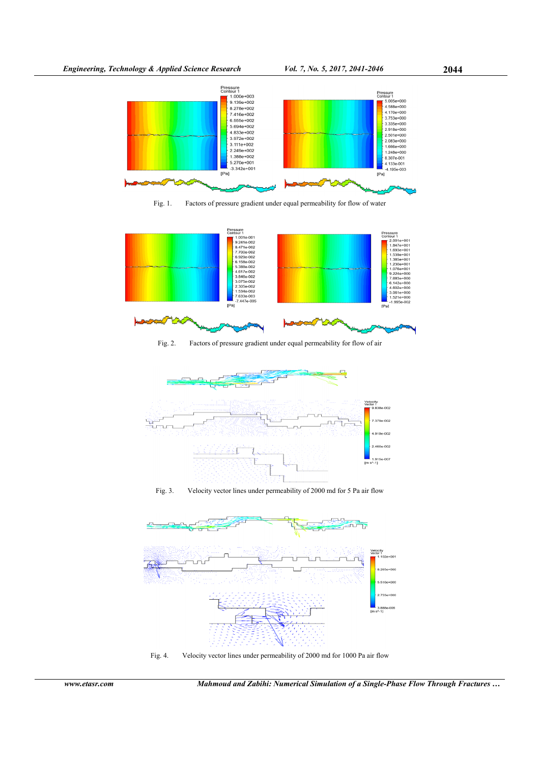Fig. 1. Factors of pressure gradient under equal permeability for flow of water

Fig. 2. Factors of pressure gradient under equal permeability for flow of air

Fig. 3. Velocity vector lines under permeability of 2000 md for 5 Pa air flow

Fig. 4. Velocity vector lines under permeability of 2000 md for 1000 Pa air flow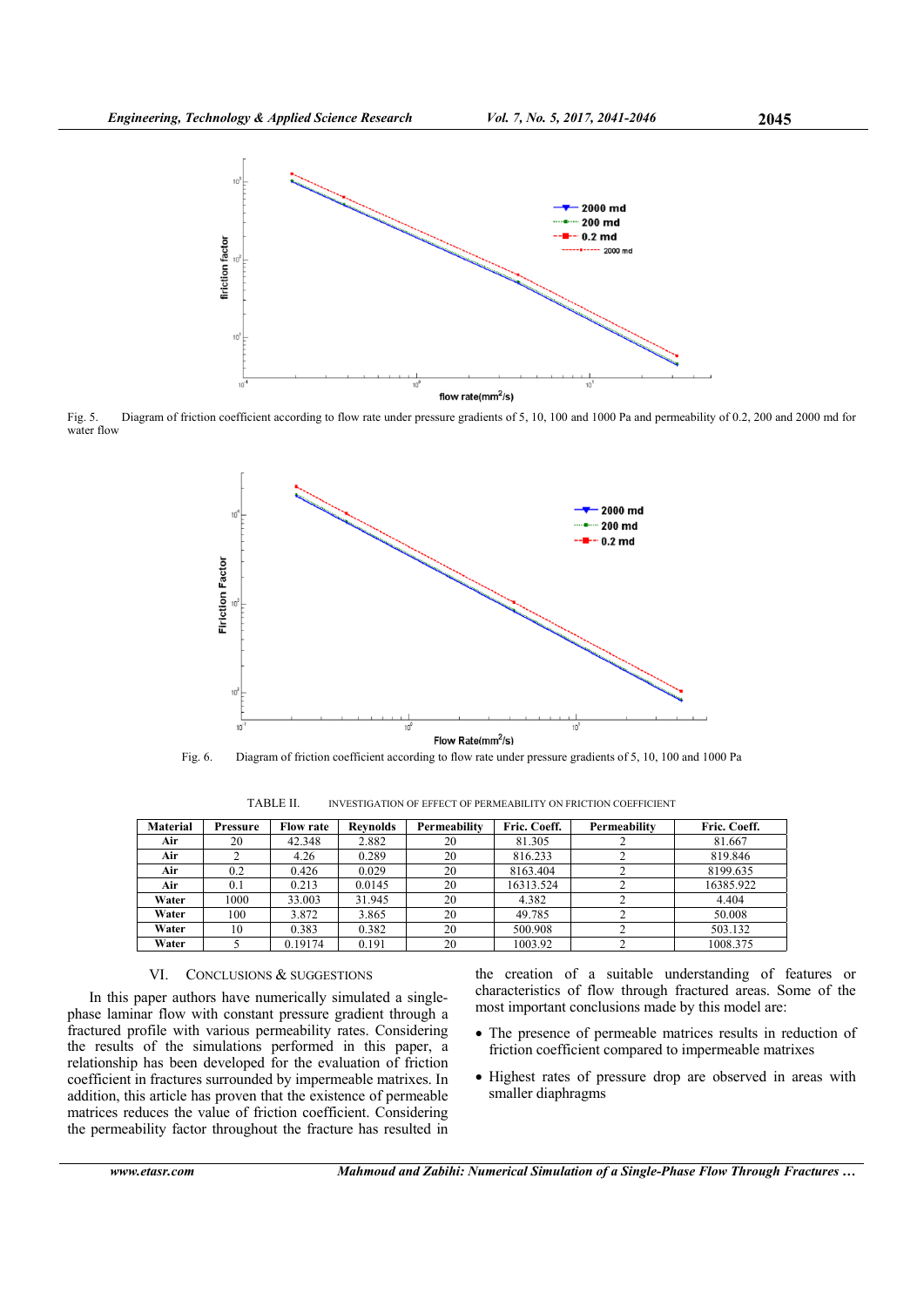Fig. 5. Diagram of friction coefficient according to flow rate under pressure gradients of 5, 10, 100 and 1000 Pa and permeability of 0.2, 200 and 2000 md for water flow

Fig. 6. Diagram of friction coefficient according to flow rate under pressure gradients of 5, 10, 100 and 1000 Pa

TABLE II. INVESTIGATION OF EFFECT OF PERMEABILITY ON FRICTION COEFFICIENT

| Material | Pressure | Flow rate | Reynolds | Permeability | Fric. Coeff. | Permeability | Fric. Coeff. |
|---|---|---|---|---|---|---|---|
| Air | 20 | 42.348 | 2.882 | 20 | 81.305 | 2 | 81.667 |
| Air | 2 | 4.26 | 0.289 | 20 | 816.233 | 2 | 819.846 |
| Air | 0.2 | 0.426 | 0.029 | 20 | 8163.404 | 2 | 8199.635 |
| Air | 0.1 | 0.213 | 0.0145 | 20 | 16313.524 | 2 | 16385.922 |
| Water | 1000 | 33.003 | 31.945 | 20 | 4.382 | 2 | 4.404 |
| Water | 100 | 3.872 | 3.865 | 20 | 49.785 | 2 | 50.008 |
| Water | 10 | 0.383 | 0.382 | 20 | 500.908 | 2 | 503.132 |
| Water | 5 | 0.19174 | 0.191 | 20 | 1003.92 | 2 | 1008.375 |

## VI. CONCLUSIONS & SUGGESTIONS

In this paper authors have numerically simulated a single-phase laminar flow with constant pressure gradient through a fractured profile with various permeability rates. Considering the results of the simulations performed in this paper, a relationship has been developed for the evaluation of friction coefficient in fractures surrounded by impermeable matrixes. In addition, this article has proven that the existence of permeable matrices reduces the value of friction coefficient. Considering the permeability factor throughout the fracture has resulted in the creation of a suitable understanding of features or characteristics of flow through fractured areas. Some of the most important conclusions made by this model are:

- The presence of permeable matrices results in reduction of friction coefficient compared to impermeable matrixes
- Highest rates of pressure drop are observed in areas with smaller diaphragms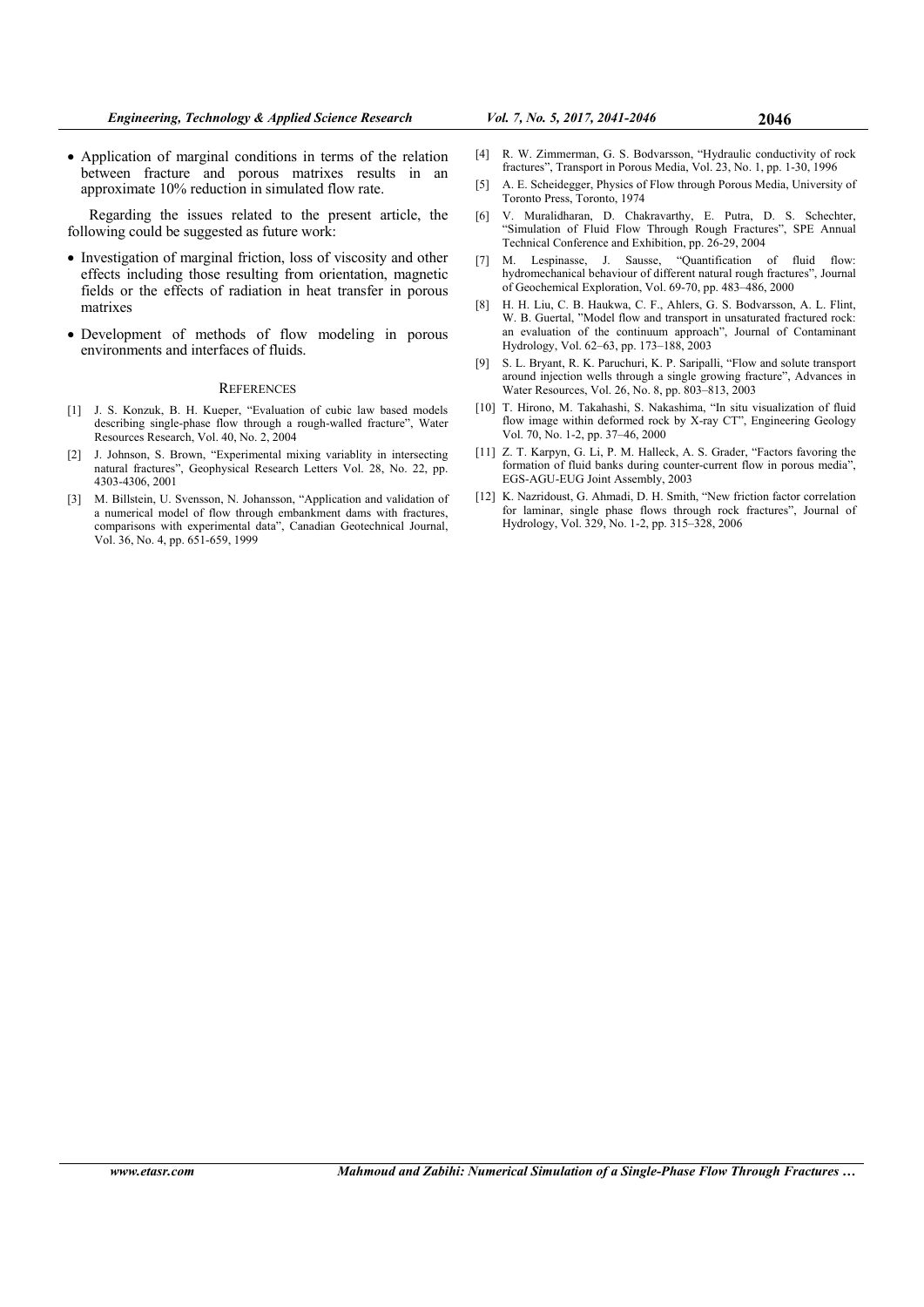- Application of marginal conditions in terms of the relation between fracture and porous matrixes results in an approximate 10% reduction in simulated flow rate.

Regarding the issues related to the present article, the following could be suggested as future work:

- Investigation of marginal friction, loss of viscosity and other effects including those resulting from orientation, magnetic fields or the effects of radiation in heat transfer in porous matrixes
- Development of methods of flow modeling in porous environments and interfaces of fluids.

## REFERENCES

[1] J. S. Konzuk, B. H. Kueper, "Evaluation of cubic law based models describing single-phase flow through a rough-walled fracture", Water Resources Research, Vol. 40, No. 2, 2004

[2] J. Johnson, S. Brown, "Experimental mixing variablity in intersecting natural fractures", Geophysical Research Letters Vol. 28, No. 22, pp. 4303-4306, 2001

[3] M. Billstein, U. Svensson, N. Johansson, "Application and validation of a numerical model of flow through embankment dams with fractures, comparisons with experimental data", Canadian Geotechnical Journal, Vol. 36, No. 4, pp. 651-659, 1999

[4] R. W. Zimmerman, G. S. Bodvarsson, "Hydraulic conductivity of rock fractures", Transport in Porous Media, Vol. 23, No. 1, pp. 1-30, 1996

[5] A. E. Scheidegger, Physics of Flow through Porous Media, University of Toronto Press, Toronto, 1974

[6] V. Muralidharan, D. Chakravarthy, E. Putra, D. S. Schechter, "Simulation of Fluid Flow Through Rough Fractures", SPE Annual Technical Conference and Exhibition, pp. 26-29, 2004

[7] M. Lespinasse, J. Sausse, "Quantification of fluid flow: hydromechanical behaviour of different natural rough fractures", Journal of Geochemical Exploration, Vol. 69-70, pp. 483–486, 2000

[8] H. H. Liu, C. B. Haukwa, C. F., Ahlers, G. S. Bodvarsson, A. L. Flint, W. B. Guertal, "Model flow and transport in unsaturated fractured rock: an evaluation of the continuum approach", Journal of Contaminant Hydrology, Vol. 62–63, pp. 173–188, 2003

[9] S. L. Bryant, R. K. Paruchuri, K. P. Saripalli, "Flow and solute transport around injection wells through a single growing fracture", Advances in Water Resources, Vol. 26, No. 8, pp. 803–813, 2003

[10] T. Hirono, M. Takahashi, S. Nakashima, "In situ visualization of fluid flow image within deformed rock by X-ray CT", Engineering Geology Vol. 70, No. 1-2, pp. 37–46, 2000

[11] Z. T. Karpyn, G. Li, P. M. Halleck, A. S. Grader, "Factors favoring the formation of fluid banks during counter-current flow in porous media", EGS-AGU-EUG Joint Assembly, 2003

[12] K. Nazridoust, G. Ahmadi, D. H. Smith, "New friction factor correlation for laminar, single phase flows through rock fractures", Journal of Hydrology, Vol. 329, No. 1-2, pp. 315–328, 2006